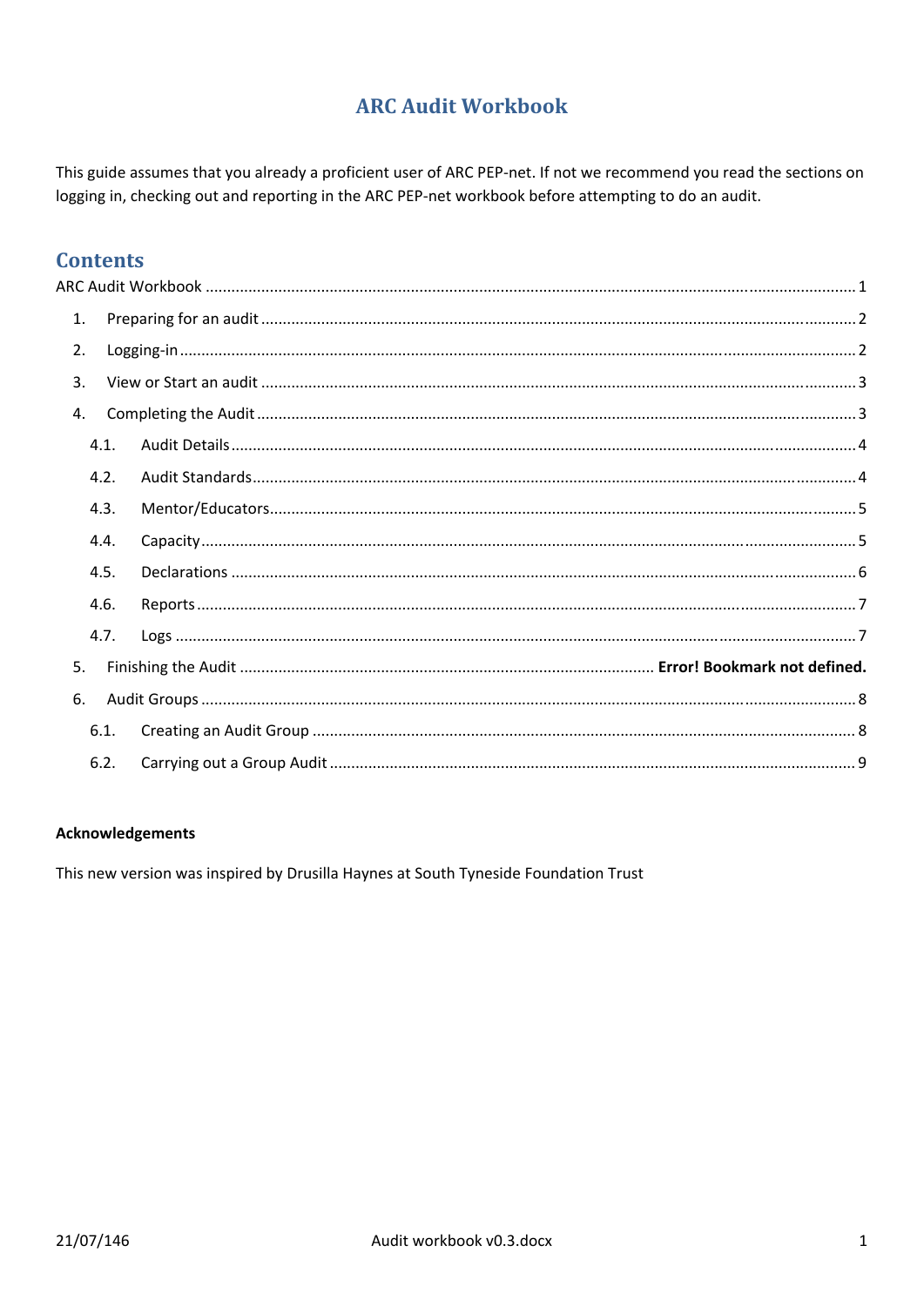# ARC Audit Workbook

This guide assumes that you already a proficient user of ARC PEP-net. If not we recommend you read the sections on logging in, checking out and reporting in the ARC PEP-net workbook before attempting to do an audit.

## Contents

ARC Audit Workbook ..... 1

1. Preparing for an audit ..... 2
2. Logging-in ..... 2
3. View or Start an audit ..... 3
4. Completing the Audit ..... 3
   - 4.1. Audit Details ..... 4
   - 4.2. Audit Standards ..... 4
   - 4.3. Mentor/Educators ..... 5
   - 4.4. Capacity ..... 5
   - 4.5. Declarations ..... 6
   - 4.6. Reports ..... 7
   - 4.7. Logs ..... 7
5. Finishing the Audit ..... **Error! Bookmark not defined.**
6. Audit Groups ..... 8
   - 6.1. Creating an Audit Group ..... 8
   - 6.2. Carrying out a Group Audit ..... 9

**Acknowledgements**

This new version was inspired by Drusilla Haynes at South Tyneside Foundation Trust

21/07/146 Audit workbook v0.3.docx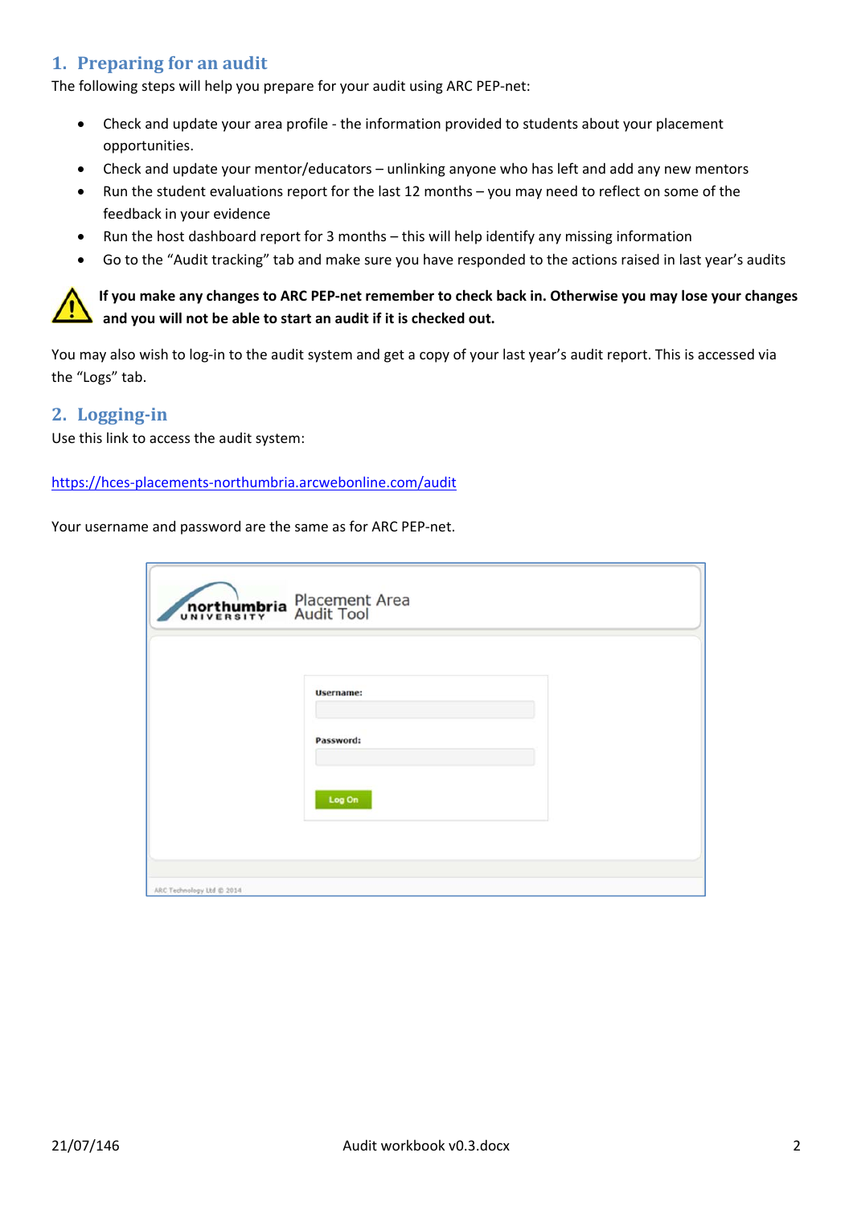## 1. Preparing for an audit

The following steps will help you prepare for your audit using ARC PEP-net:

- Check and update your area profile - the information provided to students about your placement opportunities.
- Check and update your mentor/educators – unlinking anyone who has left and add any new mentors
- Run the student evaluations report for the last 12 months – you may need to reflect on some of the feedback in your evidence
- Run the host dashboard report for 3 months – this will help identify any missing information
- Go to the "Audit tracking" tab and make sure you have responded to the actions raised in last year's audits

**If you make any changes to ARC PEP-net remember to check back in. Otherwise you may lose your changes and you will not be able to start an audit if it is checked out.**

You may also wish to log-in to the audit system and get a copy of your last year's audit report. This is accessed via the "Logs" tab.

## 2. Logging-in

Use this link to access the audit system:

https://hces-placements-northumbria.arcwebonline.com/audit

Your username and password are the same as for ARC PEP-net.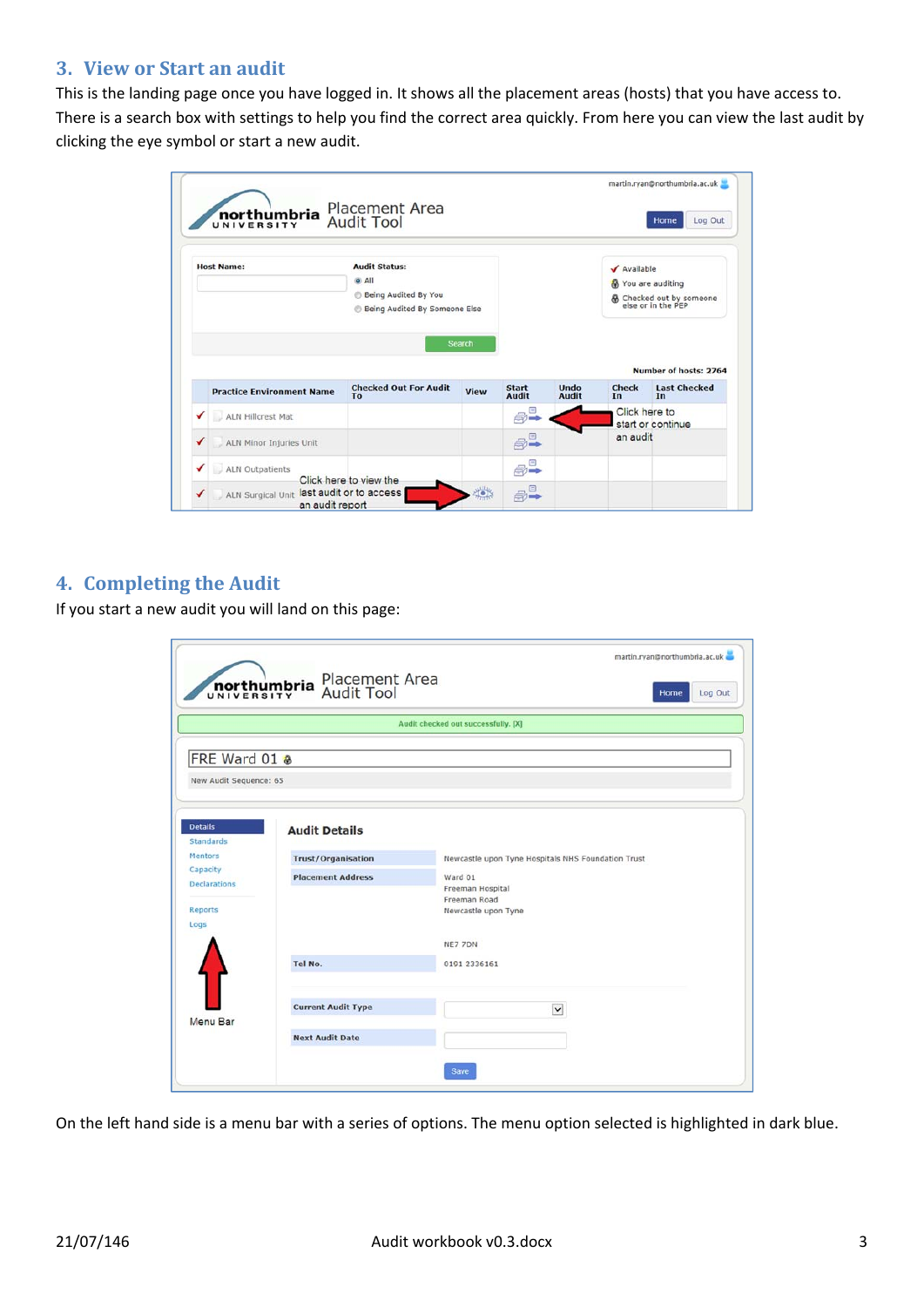## 3. View or Start an audit

This is the landing page once you have logged in. It shows all the placement areas (hosts) that you have access to. There is a search box with settings to help you find the correct area quickly. From here you can view the last audit by clicking the eye symbol or start a new audit.

martin.ryan@northumbria.ac.uk

northumbria UNIVERSITY Placement Area Audit Tool

Home | Log Out

Host Name:

Audit Status:
- All
- Being Audited By You
- Being Audited By Someone Else

Search

✓ Available
You are auditing
Checked out by someone else or in the PEP

Number of hosts: 2764

| | Practice Environment Name | Checked Out For Audit To | View | Start Audit | Undo Audit | Check In | Last Checked In |
|---|---|---|---|---|---|---|---|
| ✓ | ALN Hillcrest Mat | | | | | | |
| ✓ | ALN Minor Injuries Unit | | | | | | |
| ✓ | ALN Outpatients | | | | | | |
| ✓ | ALN Surgical Unit | | | | | | |

Click here to start or continue an audit

Click here to view the last audit or to access an audit report

## 4. Completing the Audit

If you start a new audit you will land on this page:

martin.ryan@northumbria.ac.uk

northumbria UNIVERSITY Placement Area Audit Tool

Home | Log Out

Audit checked out successfully. [X]

FRE Ward 01

New Audit Sequence: 65

Details
Standards
Mentors
Capacity
Declarations

Reports
Logs

Menu Bar

**Audit Details**

| | |
|---|---|
| Trust/Organisation | Newcastle upon Tyne Hospitals NHS Foundation Trust |
| Placement Address | Ward 01<br>Freeman Hospital<br>Freeman Road<br>Newcastle upon Tyne<br><br>NE7 7DN |
| Tel No. | 0191 2336161 |
| Current Audit Type | |
| Next Audit Date | |

Save

On the left hand side is a menu bar with a series of options. The menu option selected is highlighted in dark blue.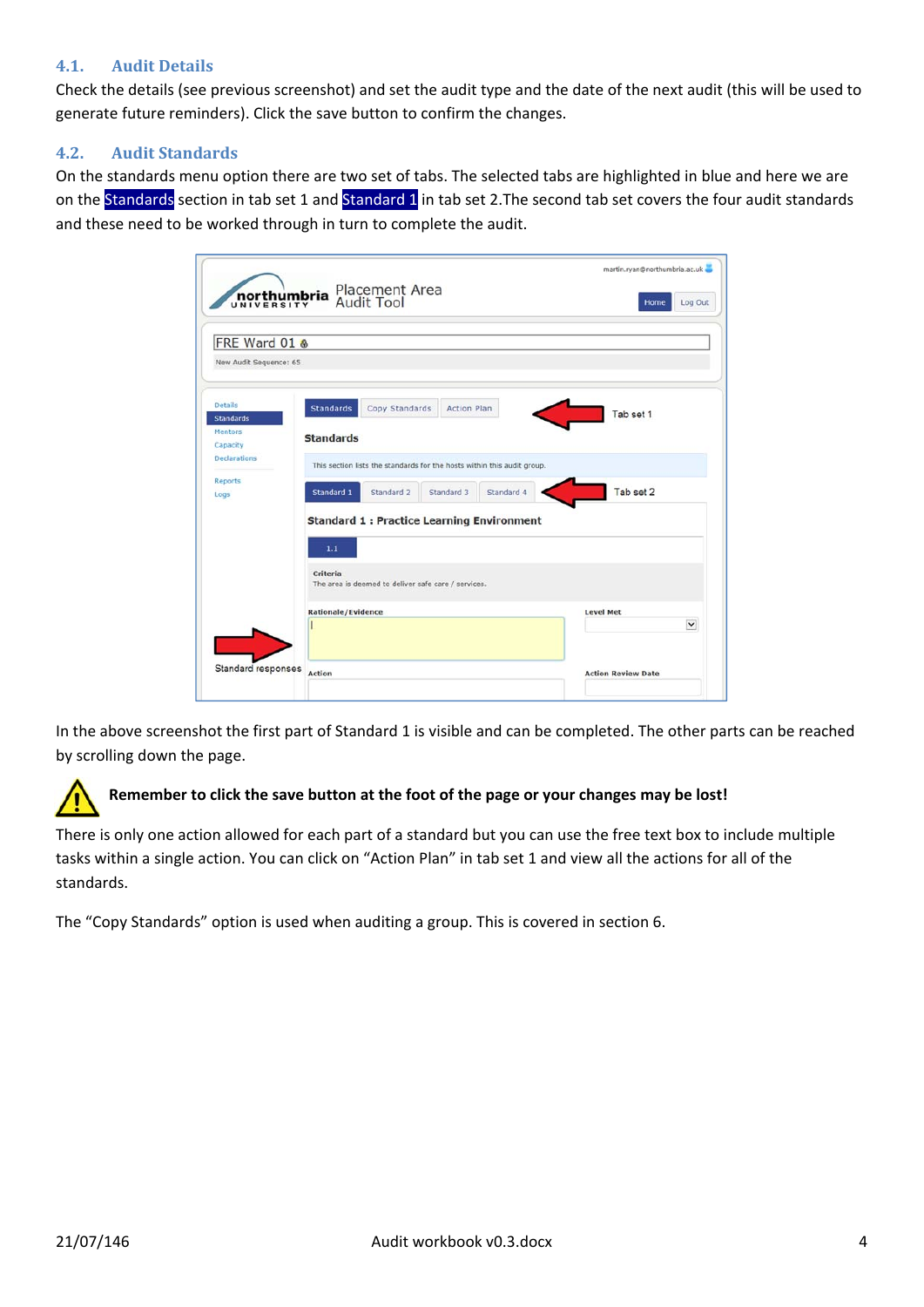### 4.1. Audit Details

Check the details (see previous screenshot) and set the audit type and the date of the next audit (this will be used to generate future reminders). Click the save button to confirm the changes.

### 4.2. Audit Standards

On the standards menu option there are two set of tabs. The selected tabs are highlighted in blue and here we are on the Standards section in tab set 1 and Standard 1 in tab set 2.The second tab set covers the four audit standards and these need to be worked through in turn to complete the audit.

In the above screenshot the first part of Standard 1 is visible and can be completed. The other parts can be reached by scrolling down the page.

**Remember to click the save button at the foot of the page or your changes may be lost!**

There is only one action allowed for each part of a standard but you can use the free text box to include multiple tasks within a single action. You can click on "Action Plan" in tab set 1 and view all the actions for all of the standards.

The "Copy Standards" option is used when auditing a group. This is covered in section 6.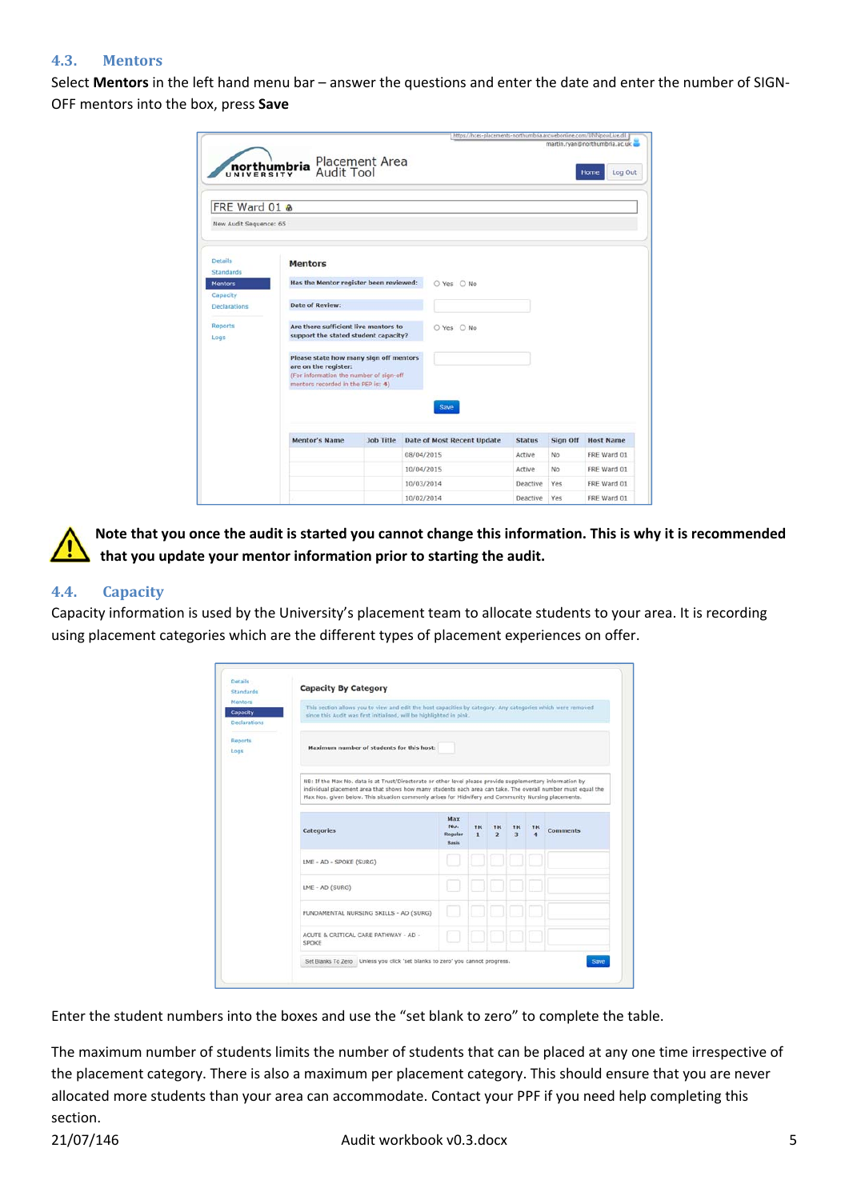## 4.3. Mentors

Select **Mentors** in the left hand menu bar – answer the questions and enter the date and enter the number of SIGN-OFF mentors into the box, press **Save**

**Note that you once the audit is started you cannot change this information. This is why it is recommended that you update your mentor information prior to starting the audit.**

## 4.4. Capacity

Capacity information is used by the University's placement team to allocate students to your area. It is recording using placement categories which are the different types of placement experiences on offer.

Enter the student numbers into the boxes and use the "set blank to zero" to complete the table.

The maximum number of students limits the number of students that can be placed at any one time irrespective of the placement category. There is also a maximum per placement category. This should ensure that you are never allocated more students than your area can accommodate. Contact your PPF if you need help completing this section.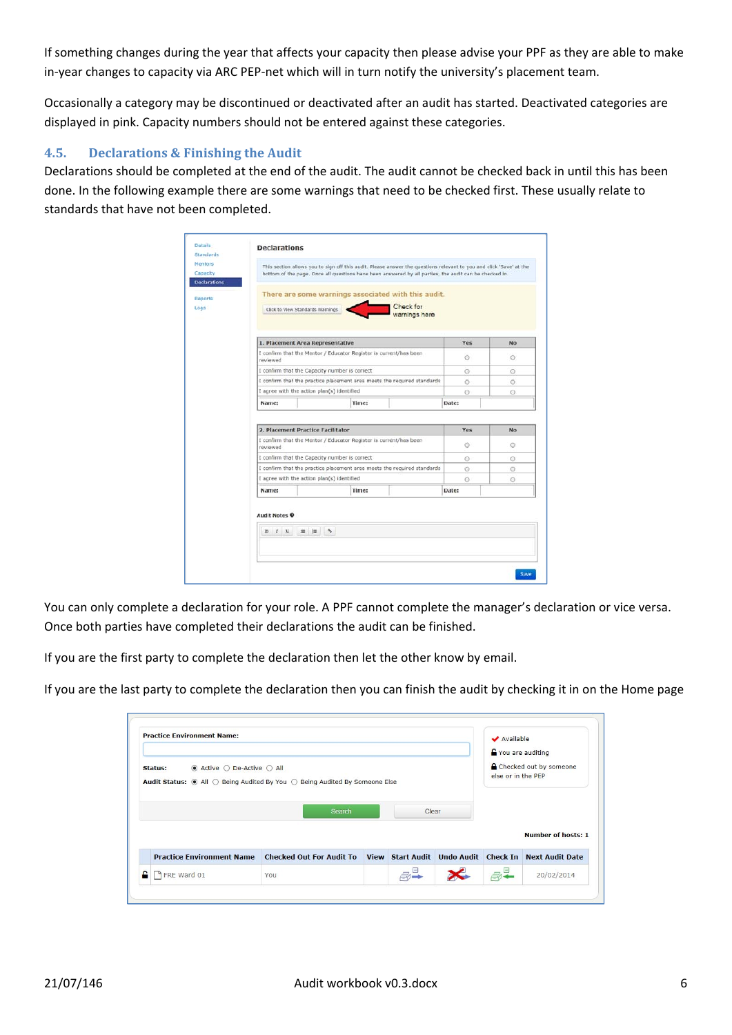If something changes during the year that affects your capacity then please advise your PPF as they are able to make in-year changes to capacity via ARC PEP-net which will in turn notify the university's placement team.

Occasionally a category may be discontinued or deactivated after an audit has started. Deactivated categories are displayed in pink. Capacity numbers should not be entered against these categories.

## 4.5. Declarations & Finishing the Audit

Declarations should be completed at the end of the audit. The audit cannot be checked back in until this has been done. In the following example there are some warnings that need to be checked first. These usually relate to standards that have not been completed.

You can only complete a declaration for your role. A PPF cannot complete the manager's declaration or vice versa. Once both parties have completed their declarations the audit can be finished.

If you are the first party to complete the declaration then let the other know by email.

If you are the last party to complete the declaration then you can finish the audit by checking it in on the Home page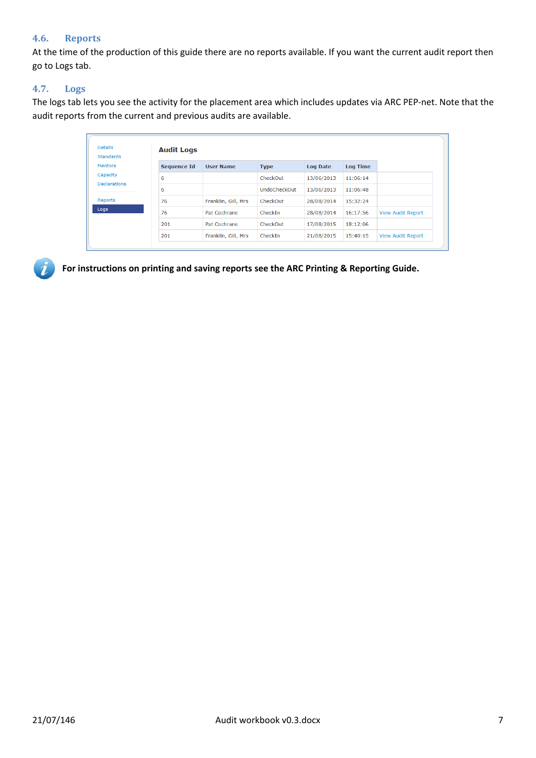### 4.6. Reports

At the time of the production of this guide there are no reports available. If you want the current audit report then go to Logs tab.

### 4.7. Logs

The logs tab lets you see the activity for the placement area which includes updates via ARC PEP-net. Note that the audit reports from the current and previous audits are available.

Details
Standards
Mentors
Capacity
Declarations
Reports
Logs

**Audit Logs**

| Sequence Id | User Name | Type | Log Date | Log Time | |
|---|---|---|---|---|---|
| 6 | | CheckOut | 13/06/2013 | 11:06:14 | |
| 6 | | UndoCheckOut | 13/06/2013 | 11:06:48 | |
| 76 | Franklin, Gill, Mrs | CheckOut | 28/08/2014 | 15:32:24 | |
| 76 | Pat Cochrane | CheckIn | 28/08/2014 | 16:17:56 | View Audit Report |
| 201 | Pat Cochrane | CheckOut | 17/08/2015 | 18:12:06 | |
| 201 | Franklin, Gill, Mrs | CheckIn | 21/08/2015 | 15:40:15 | View Audit Report |

**For instructions on printing and saving reports see the ARC Printing & Reporting Guide.**

21/07/146 Audit workbook v0.3.docx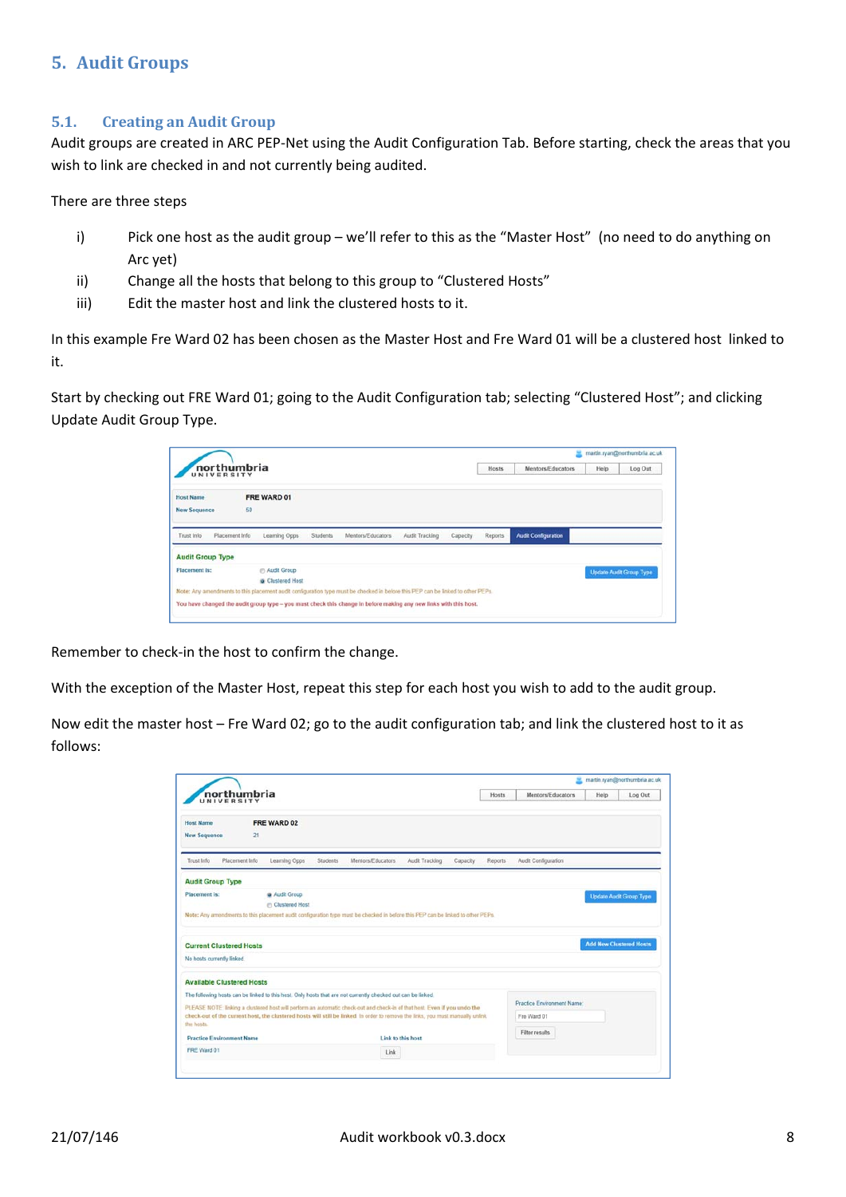# 5. Audit Groups

## 5.1. Creating an Audit Group

Audit groups are created in ARC PEP-Net using the Audit Configuration Tab. Before starting, check the areas that you wish to link are checked in and not currently being audited.

There are three steps

i) Pick one host as the audit group – we'll refer to this as the "Master Host" (no need to do anything on Arc yet)

ii) Change all the hosts that belong to this group to "Clustered Hosts"

iii) Edit the master host and link the clustered hosts to it.

In this example Fre Ward 02 has been chosen as the Master Host and Fre Ward 01 will be a clustered host linked to it.

Start by checking out FRE Ward 01; going to the Audit Configuration tab; selecting "Clustered Host"; and clicking Update Audit Group Type.

Remember to check-in the host to confirm the change.

With the exception of the Master Host, repeat this step for each host you wish to add to the audit group.

Now edit the master host – Fre Ward 02; go to the audit configuration tab; and link the clustered host to it as follows: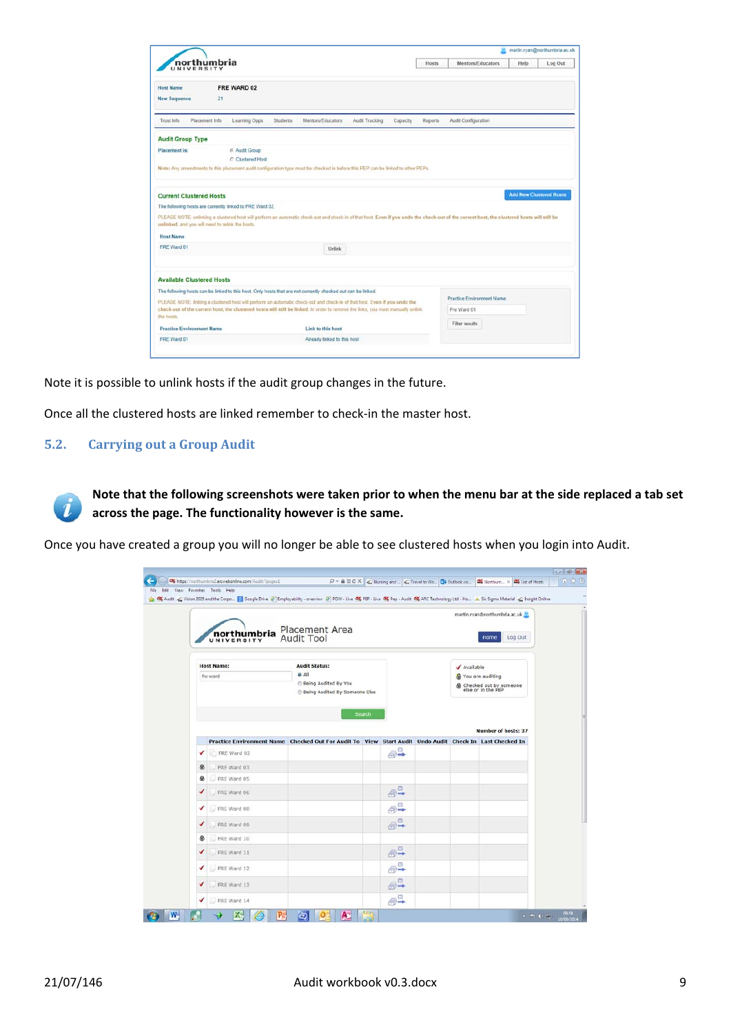Note it is possible to unlink hosts if the audit group changes in the future.

Once all the clustered hosts are linked remember to check-in the master host.

## 5.2. Carrying out a Group Audit

**Note that the following screenshots were taken prior to when the menu bar at the side replaced a tab set across the page. The functionality however is the same.**

Once you have created a group you will no longer be able to see clustered hosts when you login into Audit.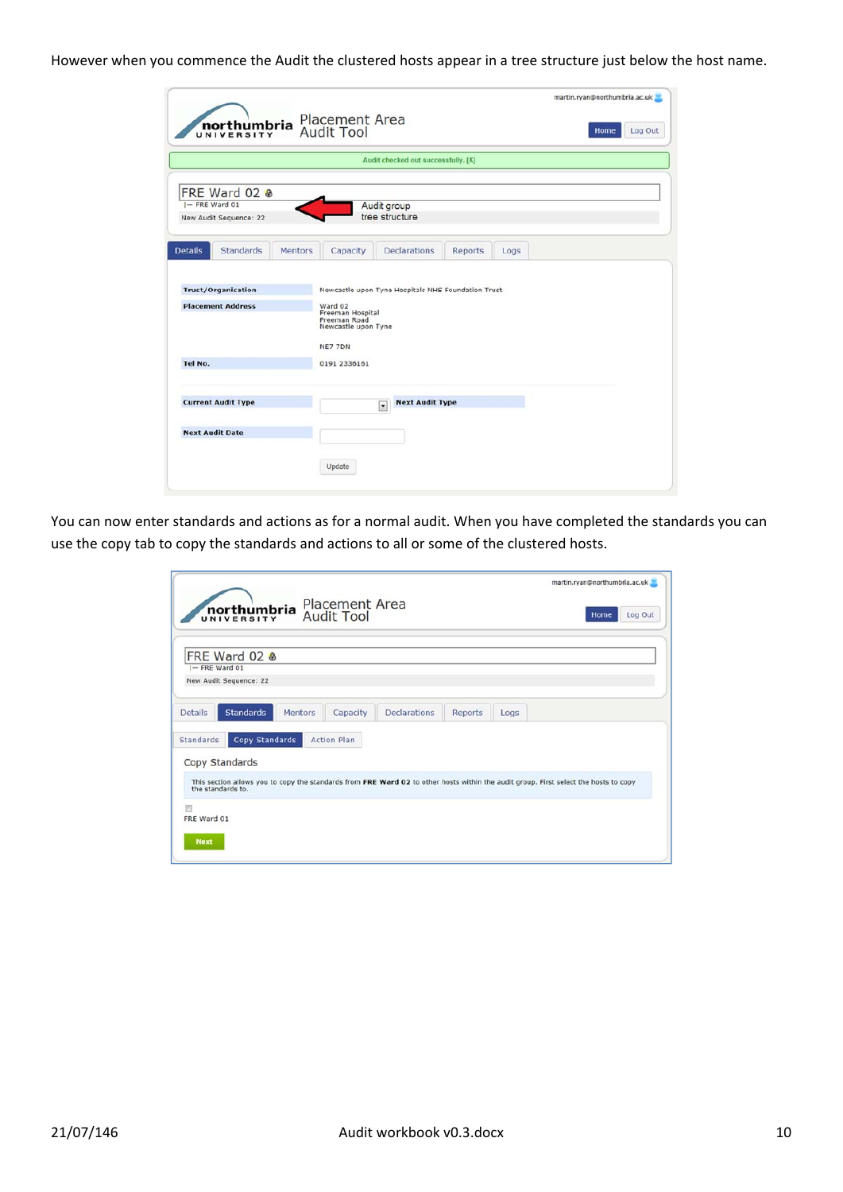However when you commence the Audit the clustered hosts appear in a tree structure just below the host name.

You can now enter standards and actions as for a normal audit. When you have completed the standards you can use the copy tab to copy the standards and actions to all or some of the clustered hosts.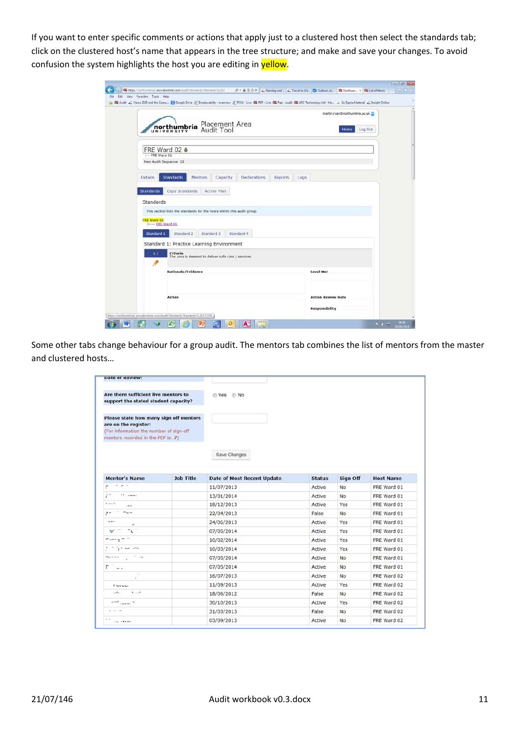If you want to enter specific comments or actions that apply just to a clustered host then select the standards tab; click on the clustered host's name that appears in the tree structure; and make and save your changes. To avoid confusion the system highlights the host you are editing in yellow.

Some other tabs change behaviour for a group audit. The mentors tab combines the list of mentors from the master and clustered hosts…

| Mentor's Name | Job Title | Date of Most Recent Update | Status | Sign Off | Host Name |
|---|---|---|---|---|---|
| | | 11/07/2013 | Active | No | FRE Ward 01 |
| | | 13/01/2014 | Active | No | FRE Ward 01 |
| | | 18/12/2013 | Active | Yes | FRE Ward 01 |
| | | 22/04/2013 | False | No | FRE Ward 01 |
| | | 24/06/2013 | Active | Yes | FRE Ward 01 |
| | | 07/05/2014 | Active | Yes | FRE Ward 01 |
| | | 10/02/2014 | Active | Yes | FRE Ward 01 |
| | | 10/03/2014 | Active | Yes | FRE Ward 01 |
| | | 07/05/2014 | Active | No | FRE Ward 01 |
| | | 07/05/2014 | Active | No | FRE Ward 01 |
| | | 16/07/2013 | Active | No | FRE Ward 02 |
| | | 11/09/2013 | Active | Yes | FRE Ward 02 |
| | | 18/06/2012 | False | No | FRE Ward 02 |
| | | 30/10/2013 | Active | Yes | FRE Ward 02 |
| | | 31/03/2013 | False | No | FRE Ward 02 |
| | | 03/09/2013 | Active | No | FRE Ward 02 |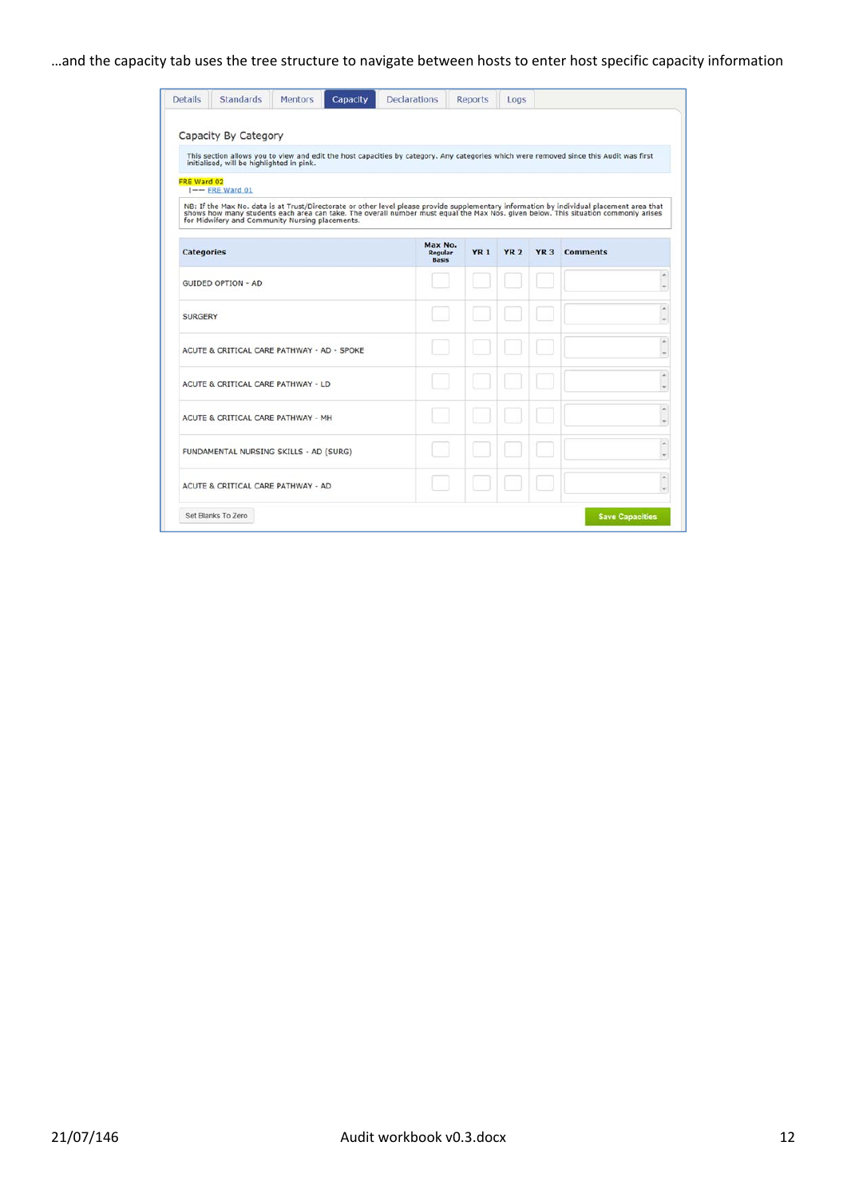…and the capacity tab uses the tree structure to navigate between hosts to enter host specific capacity information

Details | Standards | Mentors | Capacity | Declarations | Reports | Logs

Capacity By Category

This section allows you to view and edit the host capacities by category. Any categories which were removed since this Audit was first initialised, will be highlighted in pink.

FRE Ward 02
|—— FRE Ward 01

NB: If the Max No. data is at Trust/Directorate or other level please provide supplementary information by individual placement area that shows how many students each area can take. The overall number must equal the Max Nos. given below. This situation commonly arises for Midwifery and Community Nursing placements.

| Categories | Max No. Regular Basis | YR 1 | YR 2 | YR 3 | Comments |
|---|---|---|---|---|---|
| GUIDED OPTION - AD | | | | | |
| SURGERY | | | | | |
| ACUTE & CRITICAL CARE PATHWAY - AD - SPOKE | | | | | |
| ACUTE & CRITICAL CARE PATHWAY - LD | | | | | |
| ACUTE & CRITICAL CARE PATHWAY - MH | | | | | |
| FUNDAMENTAL NURSING SKILLS - AD (SURG) | | | | | |
| ACUTE & CRITICAL CARE PATHWAY - AD | | | | | |

Set Blanks To Zero | Save Capacities